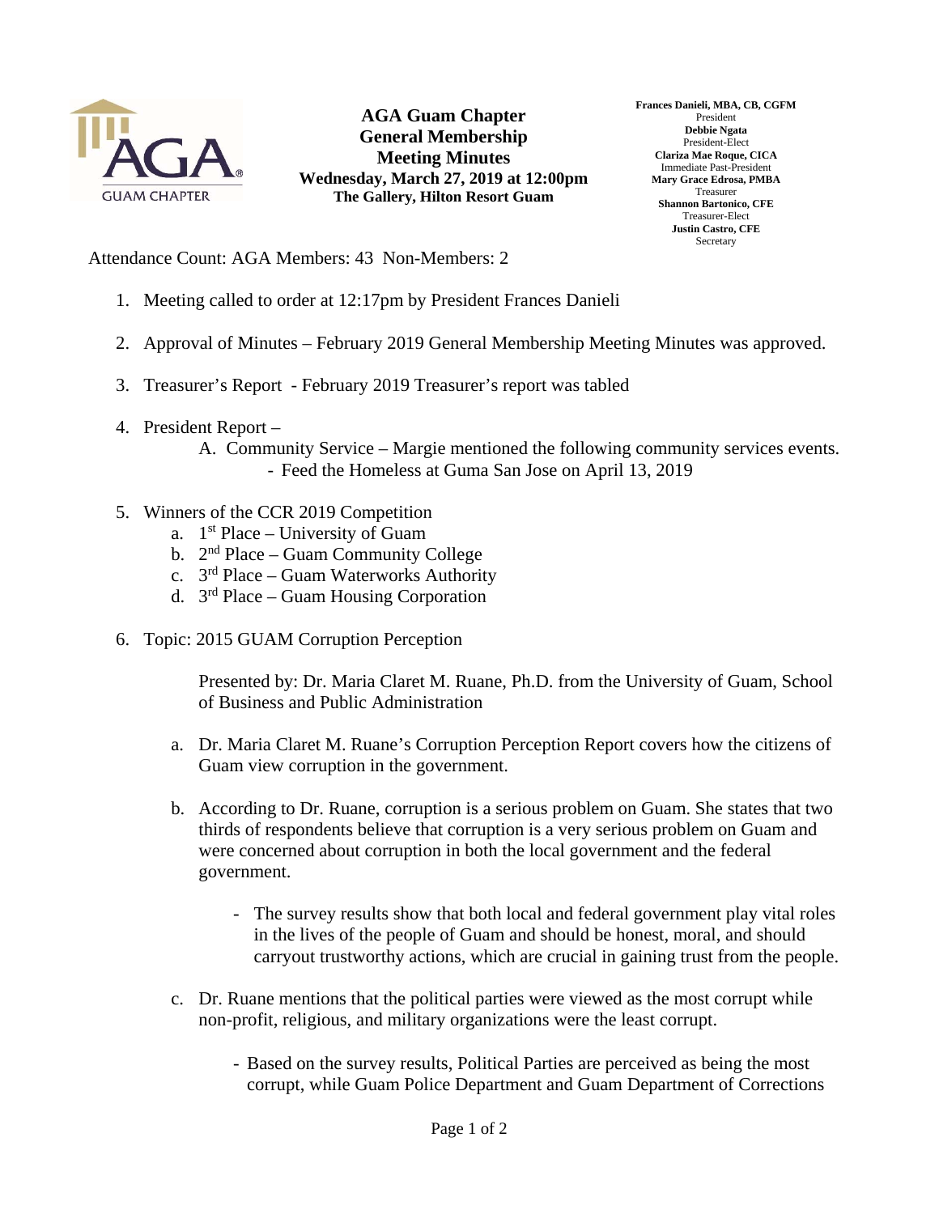**AGA Guam Chapter**
**General Membership**
**Meeting Minutes**
**Wednesday, March 27, 2019 at 12:00pm**
**The Gallery, Hilton Resort Guam**

**Frances Danieli, MBA, CB, CGFM**
President
**Debbie Ngata**
President-Elect
**Clariza Mae Roque, CICA**
Immediate Past-President
**Mary Grace Edrosa, PMBA**
Treasurer
**Shannon Bartonico, CFE**
Treasurer-Elect
**Justin Castro, CFE**
Secretary

Attendance Count: AGA Members: 43 Non-Members: 2

1. Meeting called to order at 12:17pm by President Frances Danieli

2. Approval of Minutes – February 2019 General Membership Meeting Minutes was approved.

3. Treasurer's Report - February 2019 Treasurer's report was tabled

4. President Report –
   A. Community Service – Margie mentioned the following community services events.
      - Feed the Homeless at Guma San Jose on April 13, 2019

5. Winners of the CCR 2019 Competition
   a. 1st Place – University of Guam
   b. 2nd Place – Guam Community College
   c. 3rd Place – Guam Waterworks Authority
   d. 3rd Place – Guam Housing Corporation

6. Topic: 2015 GUAM Corruption Perception

   Presented by: Dr. Maria Claret M. Ruane, Ph.D. from the University of Guam, School of Business and Public Administration

   a. Dr. Maria Claret M. Ruane's Corruption Perception Report covers how the citizens of Guam view corruption in the government.

   b. According to Dr. Ruane, corruption is a serious problem on Guam. She states that two thirds of respondents believe that corruption is a very serious problem on Guam and were concerned about corruption in both the local government and the federal government.

      - The survey results show that both local and federal government play vital roles in the lives of the people of Guam and should be honest, moral, and should carryout trustworthy actions, which are crucial in gaining trust from the people.

   c. Dr. Ruane mentions that the political parties were viewed as the most corrupt while non-profit, religious, and military organizations were the least corrupt.

      - Based on the survey results, Political Parties are perceived as being the most corrupt, while Guam Police Department and Guam Department of Corrections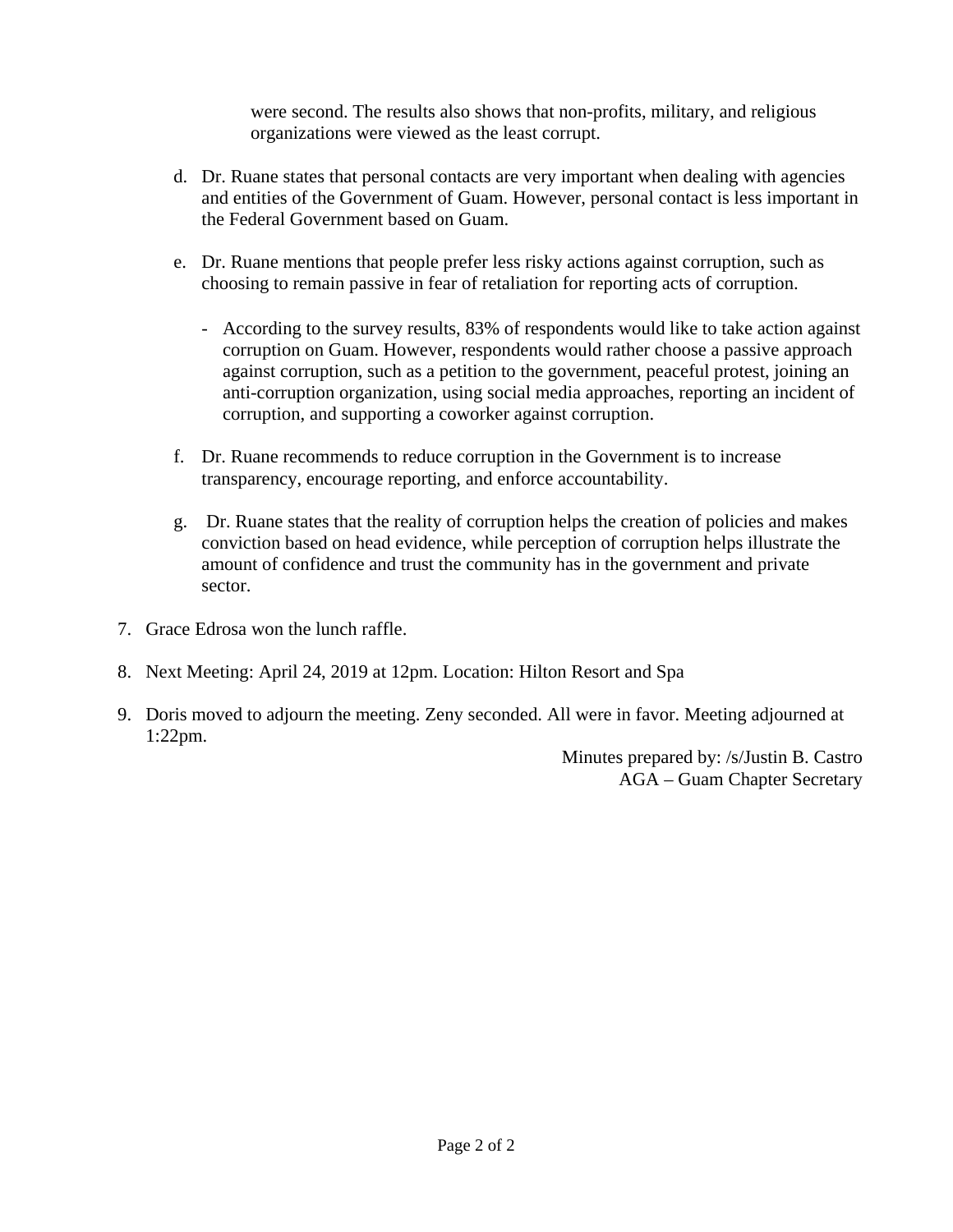were second. The results also shows that non-profits, military, and religious organizations were viewed as the least corrupt.

   d. Dr. Ruane states that personal contacts are very important when dealing with agencies and entities of the Government of Guam. However, personal contact is less important in the Federal Government based on Guam.

   e. Dr. Ruane mentions that people prefer less risky actions against corruption, such as choosing to remain passive in fear of retaliation for reporting acts of corruption.

      - According to the survey results, 83% of respondents would like to take action against corruption on Guam. However, respondents would rather choose a passive approach against corruption, such as a petition to the government, peaceful protest, joining an anti-corruption organization, using social media approaches, reporting an incident of corruption, and supporting a coworker against corruption.

   f. Dr. Ruane recommends to reduce corruption in the Government is to increase transparency, encourage reporting, and enforce accountability.

   g. Dr. Ruane states that the reality of corruption helps the creation of policies and makes conviction based on head evidence, while perception of corruption helps illustrate the amount of confidence and trust the community has in the government and private sector.

7. Grace Edrosa won the lunch raffle.

8. Next Meeting: April 24, 2019 at 12pm. Location: Hilton Resort and Spa

9. Doris moved to adjourn the meeting. Zeny seconded. All were in favor. Meeting adjourned at 1:22pm.

Minutes prepared by: /s/Justin B. Castro
AGA – Guam Chapter Secretary